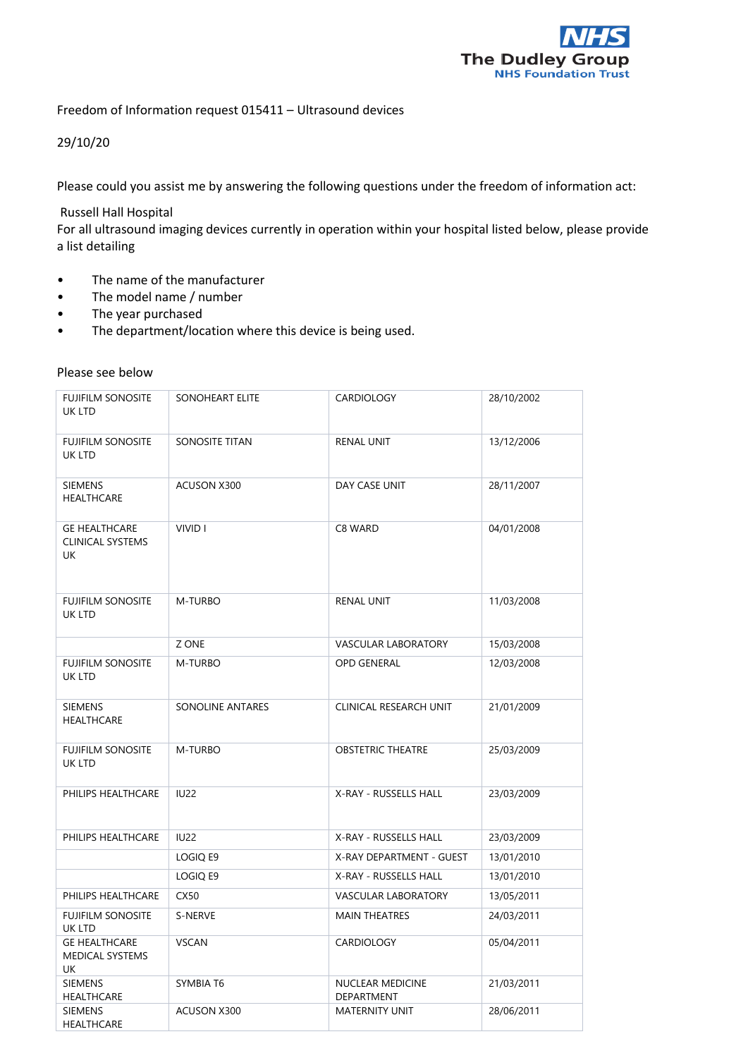Freedom of Information request 015411 – Ultrasound devices

29/10/20

Please could you assist me by answering the following questions under the freedom of information act:

Russell Hall Hospital
For all ultrasound imaging devices currently in operation within your hospital listed below, please provide a list detailing

- The name of the manufacturer
- The model name / number
- The year purchased
- The department/location where this device is being used.

Please see below

| | | | |
|---|---|---|---|
| FUJIFILM SONOSITE UK LTD | SONOHEART ELITE | CARDIOLOGY | 28/10/2002 |
| FUJIFILM SONOSITE UK LTD | SONOSITE TITAN | RENAL UNIT | 13/12/2006 |
| SIEMENS HEALTHCARE | ACUSON X300 | DAY CASE UNIT | 28/11/2007 |
| GE HEALTHCARE CLINICAL SYSTEMS UK | VIVID I | C8 WARD | 04/01/2008 |
| FUJIFILM SONOSITE UK LTD | M-TURBO | RENAL UNIT | 11/03/2008 |
| | Z ONE | VASCULAR LABORATORY | 15/03/2008 |
| FUJIFILM SONOSITE UK LTD | M-TURBO | OPD GENERAL | 12/03/2008 |
| SIEMENS HEALTHCARE | SONOLINE ANTARES | CLINICAL RESEARCH UNIT | 21/01/2009 |
| FUJIFILM SONOSITE UK LTD | M-TURBO | OBSTETRIC THEATRE | 25/03/2009 |
| PHILIPS HEALTHCARE | IU22 | X-RAY - RUSSELLS HALL | 23/03/2009 |
| PHILIPS HEALTHCARE | IU22 | X-RAY - RUSSELLS HALL | 23/03/2009 |
| | LOGIQ E9 | X-RAY DEPARTMENT - GUEST | 13/01/2010 |
| | LOGIQ E9 | X-RAY - RUSSELLS HALL | 13/01/2010 |
| PHILIPS HEALTHCARE | CX50 | VASCULAR LABORATORY | 13/05/2011 |
| FUJIFILM SONOSITE UK LTD | S-NERVE | MAIN THEATRES | 24/03/2011 |
| GE HEALTHCARE MEDICAL SYSTEMS UK | VSCAN | CARDIOLOGY | 05/04/2011 |
| SIEMENS HEALTHCARE | SYMBIA T6 | NUCLEAR MEDICINE DEPARTMENT | 21/03/2011 |
| SIEMENS HEALTHCARE | ACUSON X300 | MATERNITY UNIT | 28/06/2011 |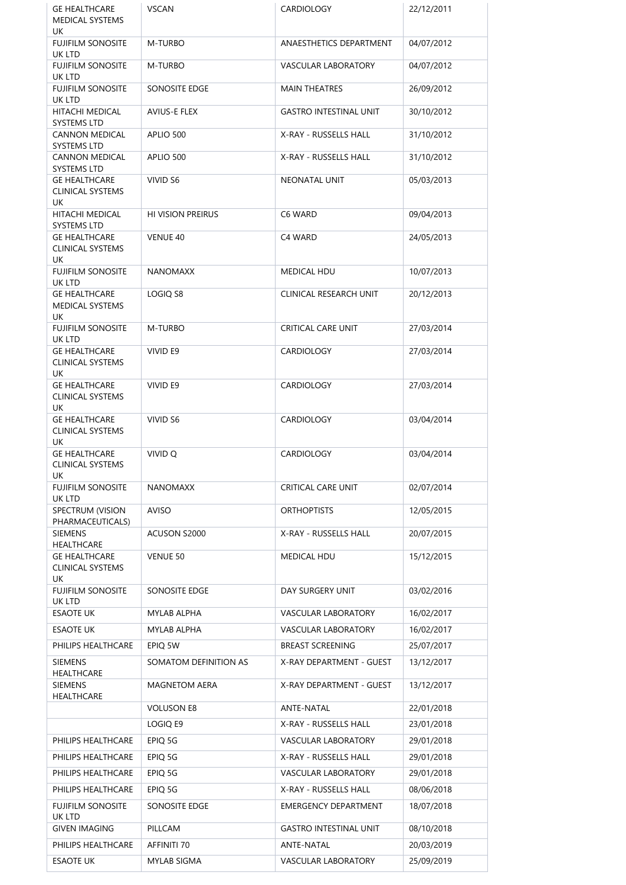| GE HEALTHCARE MEDICAL SYSTEMS UK | VSCAN | CARDIOLOGY | 22/12/2011 |
|---|---|---|---|
| FUJIFILM SONOSITE UK LTD | M-TURBO | ANAESTHETICS DEPARTMENT | 04/07/2012 |
| FUJIFILM SONOSITE UK LTD | M-TURBO | VASCULAR LABORATORY | 04/07/2012 |
| FUJIFILM SONOSITE UK LTD | SONOSITE EDGE | MAIN THEATRES | 26/09/2012 |
| HITACHI MEDICAL SYSTEMS LTD | AVIUS-E FLEX | GASTRO INTESTINAL UNIT | 30/10/2012 |
| CANNON MEDICAL SYSTEMS LTD | APLIO 500 | X-RAY - RUSSELLS HALL | 31/10/2012 |
| CANNON MEDICAL SYSTEMS LTD | APLIO 500 | X-RAY - RUSSELLS HALL | 31/10/2012 |
| GE HEALTHCARE CLINICAL SYSTEMS UK | VIVID S6 | NEONATAL UNIT | 05/03/2013 |
| HITACHI MEDICAL SYSTEMS LTD | HI VISION PREIRUS | C6 WARD | 09/04/2013 |
| GE HEALTHCARE CLINICAL SYSTEMS UK | VENUE 40 | C4 WARD | 24/05/2013 |
| FUJIFILM SONOSITE UK LTD | NANOMAXX | MEDICAL HDU | 10/07/2013 |
| GE HEALTHCARE MEDICAL SYSTEMS UK | LOGIQ S8 | CLINICAL RESEARCH UNIT | 20/12/2013 |
| FUJIFILM SONOSITE UK LTD | M-TURBO | CRITICAL CARE UNIT | 27/03/2014 |
| GE HEALTHCARE CLINICAL SYSTEMS UK | VIVID E9 | CARDIOLOGY | 27/03/2014 |
| GE HEALTHCARE CLINICAL SYSTEMS UK | VIVID E9 | CARDIOLOGY | 27/03/2014 |
| GE HEALTHCARE CLINICAL SYSTEMS UK | VIVID S6 | CARDIOLOGY | 03/04/2014 |
| GE HEALTHCARE CLINICAL SYSTEMS UK | VIVID Q | CARDIOLOGY | 03/04/2014 |
| FUJIFILM SONOSITE UK LTD | NANOMAXX | CRITICAL CARE UNIT | 02/07/2014 |
| SPECTRUM (VISION PHARMACEUTICALS) | AVISO | ORTHOPTISTS | 12/05/2015 |
| SIEMENS HEALTHCARE | ACUSON S2000 | X-RAY - RUSSELLS HALL | 20/07/2015 |
| GE HEALTHCARE CLINICAL SYSTEMS UK | VENUE 50 | MEDICAL HDU | 15/12/2015 |
| FUJIFILM SONOSITE UK LTD | SONOSITE EDGE | DAY SURGERY UNIT | 03/02/2016 |
| ESAOTE UK | MYLAB ALPHA | VASCULAR LABORATORY | 16/02/2017 |
| ESAOTE UK | MYLAB ALPHA | VASCULAR LABORATORY | 16/02/2017 |
| PHILIPS HEALTHCARE | EPIQ 5W | BREAST SCREENING | 25/07/2017 |
| SIEMENS HEALTHCARE | SOMATOM DEFINITION AS | X-RAY DEPARTMENT - GUEST | 13/12/2017 |
| SIEMENS HEALTHCARE | MAGNETOM AERA | X-RAY DEPARTMENT - GUEST | 13/12/2017 |
| | VOLUSON E8 | ANTE-NATAL | 22/01/2018 |
| | LOGIQ E9 | X-RAY - RUSSELLS HALL | 23/01/2018 |
| PHILIPS HEALTHCARE | EPIQ 5G | VASCULAR LABORATORY | 29/01/2018 |
| PHILIPS HEALTHCARE | EPIQ 5G | X-RAY - RUSSELLS HALL | 29/01/2018 |
| PHILIPS HEALTHCARE | EPIQ 5G | VASCULAR LABORATORY | 29/01/2018 |
| PHILIPS HEALTHCARE | EPIQ 5G | X-RAY - RUSSELLS HALL | 08/06/2018 |
| FUJIFILM SONOSITE UK LTD | SONOSITE EDGE | EMERGENCY DEPARTMENT | 18/07/2018 |
| GIVEN IMAGING | PILLCAM | GASTRO INTESTINAL UNIT | 08/10/2018 |
| PHILIPS HEALTHCARE | AFFINITI 70 | ANTE-NATAL | 20/03/2019 |
| ESAOTE UK | MYLAB SIGMA | VASCULAR LABORATORY | 25/09/2019 |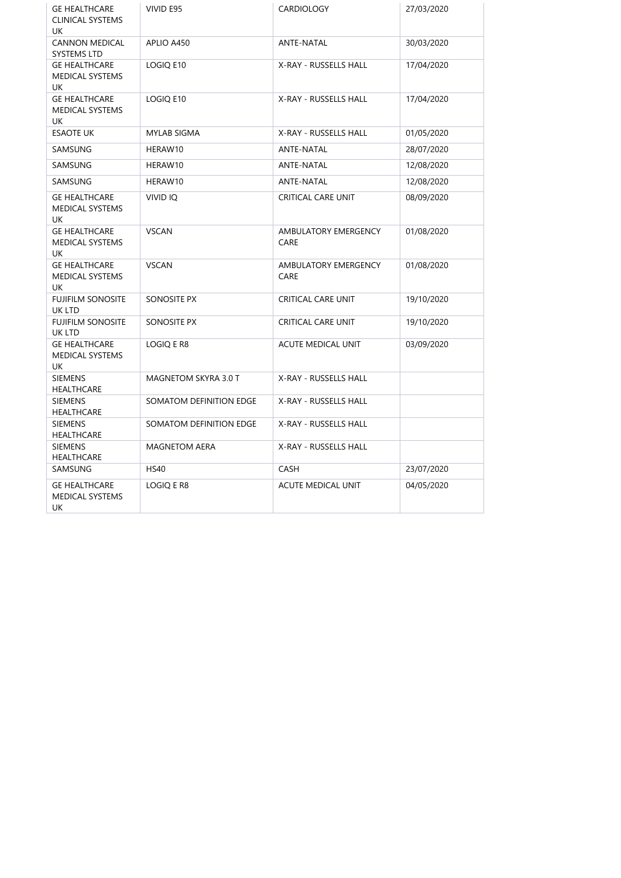| | | | |
|---|---|---|---|
| GE HEALTHCARE CLINICAL SYSTEMS UK | VIVID E95 | CARDIOLOGY | 27/03/2020 |
| CANNON MEDICAL SYSTEMS LTD | APLIO A450 | ANTE-NATAL | 30/03/2020 |
| GE HEALTHCARE MEDICAL SYSTEMS UK | LOGIQ E10 | X-RAY - RUSSELLS HALL | 17/04/2020 |
| GE HEALTHCARE MEDICAL SYSTEMS UK | LOGIQ E10 | X-RAY - RUSSELLS HALL | 17/04/2020 |
| ESAOTE UK | MYLAB SIGMA | X-RAY - RUSSELLS HALL | 01/05/2020 |
| SAMSUNG | HERAW10 | ANTE-NATAL | 28/07/2020 |
| SAMSUNG | HERAW10 | ANTE-NATAL | 12/08/2020 |
| SAMSUNG | HERAW10 | ANTE-NATAL | 12/08/2020 |
| GE HEALTHCARE MEDICAL SYSTEMS UK | VIVID IQ | CRITICAL CARE UNIT | 08/09/2020 |
| GE HEALTHCARE MEDICAL SYSTEMS UK | VSCAN | AMBULATORY EMERGENCY CARE | 01/08/2020 |
| GE HEALTHCARE MEDICAL SYSTEMS UK | VSCAN | AMBULATORY EMERGENCY CARE | 01/08/2020 |
| FUJIFILM SONOSITE UK LTD | SONOSITE PX | CRITICAL CARE UNIT | 19/10/2020 |
| FUJIFILM SONOSITE UK LTD | SONOSITE PX | CRITICAL CARE UNIT | 19/10/2020 |
| GE HEALTHCARE MEDICAL SYSTEMS UK | LOGIQ E R8 | ACUTE MEDICAL UNIT | 03/09/2020 |
| SIEMENS HEALTHCARE | MAGNETOM SKYRA 3.0 T | X-RAY - RUSSELLS HALL | |
| SIEMENS HEALTHCARE | SOMATOM DEFINITION EDGE | X-RAY - RUSSELLS HALL | |
| SIEMENS HEALTHCARE | SOMATOM DEFINITION EDGE | X-RAY - RUSSELLS HALL | |
| SIEMENS HEALTHCARE | MAGNETOM AERA | X-RAY - RUSSELLS HALL | |
| SAMSUNG | HS40 | CASH | 23/07/2020 |
| GE HEALTHCARE MEDICAL SYSTEMS UK | LOGIQ E R8 | ACUTE MEDICAL UNIT | 04/05/2020 |